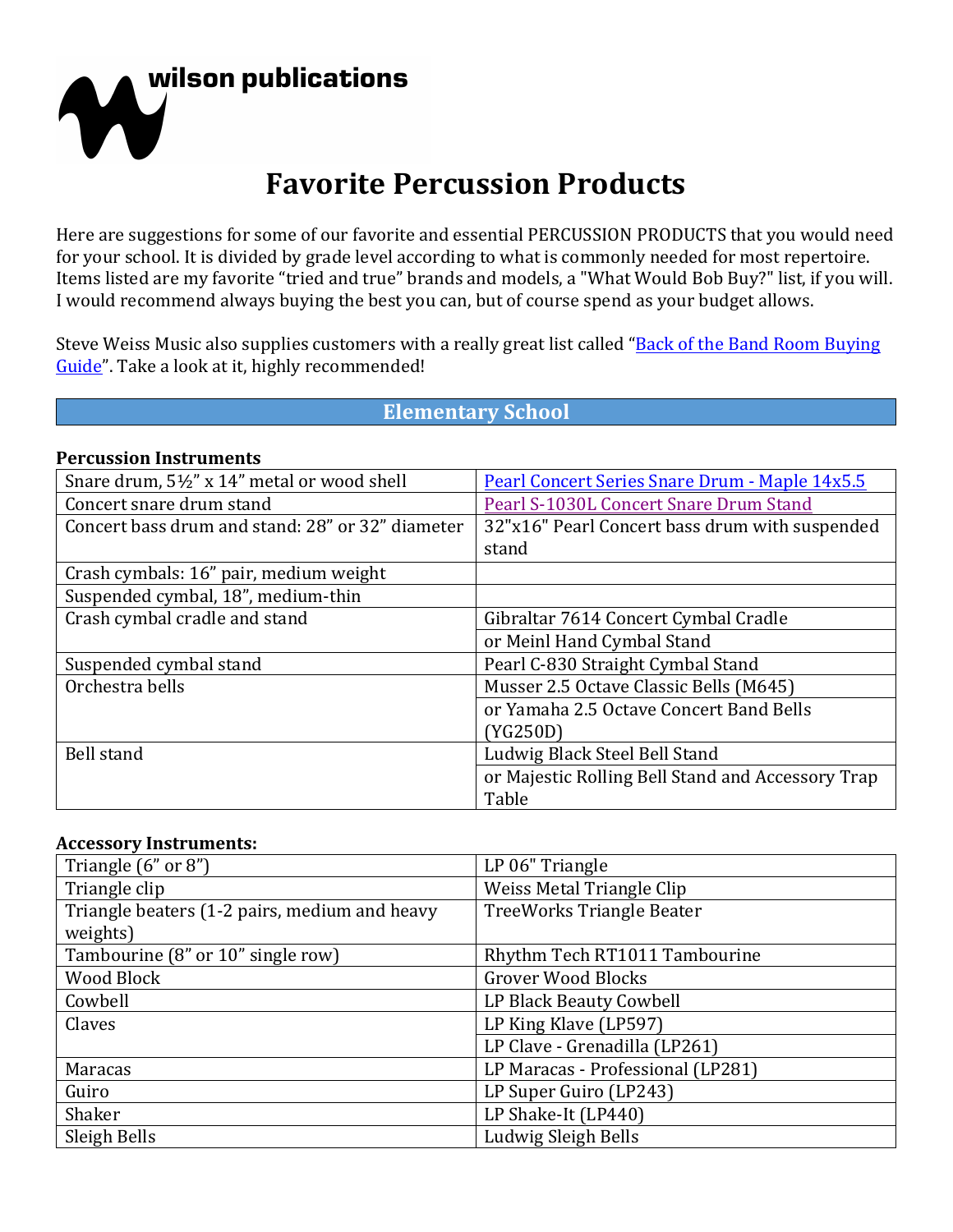wilson publications

# Favorite Percussion Products

Here are suggestions for some of our favorite and essential PERCUSSION PRODUCTS that you would need for your school. It is divided by grade level according to what is commonly needed for most repertoire. Items listed are my favorite "tried and true" brands and models, a "What Would Bob Buy?" list, if you will. I would recommend always buying the best you can, but of course spend as your budget allows.

Steve Weiss Music also supplies customers with a really great list called "Back of the Band Room Buying Guide". Take a look at it, highly recommended!

## Elementary School

**Percussion Instruments**

| | |
|---|---|
| Snare drum, 5½" x 14" metal or wood shell | Pearl Concert Series Snare Drum - Maple 14x5.5 |
| Concert snare drum stand | Pearl S-1030L Concert Snare Drum Stand |
| Concert bass drum and stand: 28" or 32" diameter | 32"x16" Pearl Concert bass drum with suspended stand |
| Crash cymbals: 16" pair, medium weight | |
| Suspended cymbal, 18", medium-thin | |
| Crash cymbal cradle and stand | Gibraltar 7614 Concert Cymbal Cradle |
| | or Meinl Hand Cymbal Stand |
| Suspended cymbal stand | Pearl C-830 Straight Cymbal Stand |
| Orchestra bells | Musser 2.5 Octave Classic Bells (M645) |
| | or Yamaha 2.5 Octave Concert Band Bells (YG250D) |
| Bell stand | Ludwig Black Steel Bell Stand |
| | or Majestic Rolling Bell Stand and Accessory Trap Table |

**Accessory Instruments:**

| | |
|---|---|
| Triangle (6" or 8") | LP 06" Triangle |
| Triangle clip | Weiss Metal Triangle Clip |
| Triangle beaters (1-2 pairs, medium and heavy weights) | TreeWorks Triangle Beater |
| Tambourine (8" or 10" single row) | Rhythm Tech RT1011 Tambourine |
| Wood Block | Grover Wood Blocks |
| Cowbell | LP Black Beauty Cowbell |
| Claves | LP King Klave (LP597) |
| | LP Clave - Grenadilla (LP261) |
| Maracas | LP Maracas - Professional (LP281) |
| Guiro | LP Super Guiro (LP243) |
| Shaker | LP Shake-It (LP440) |
| Sleigh Bells | Ludwig Sleigh Bells |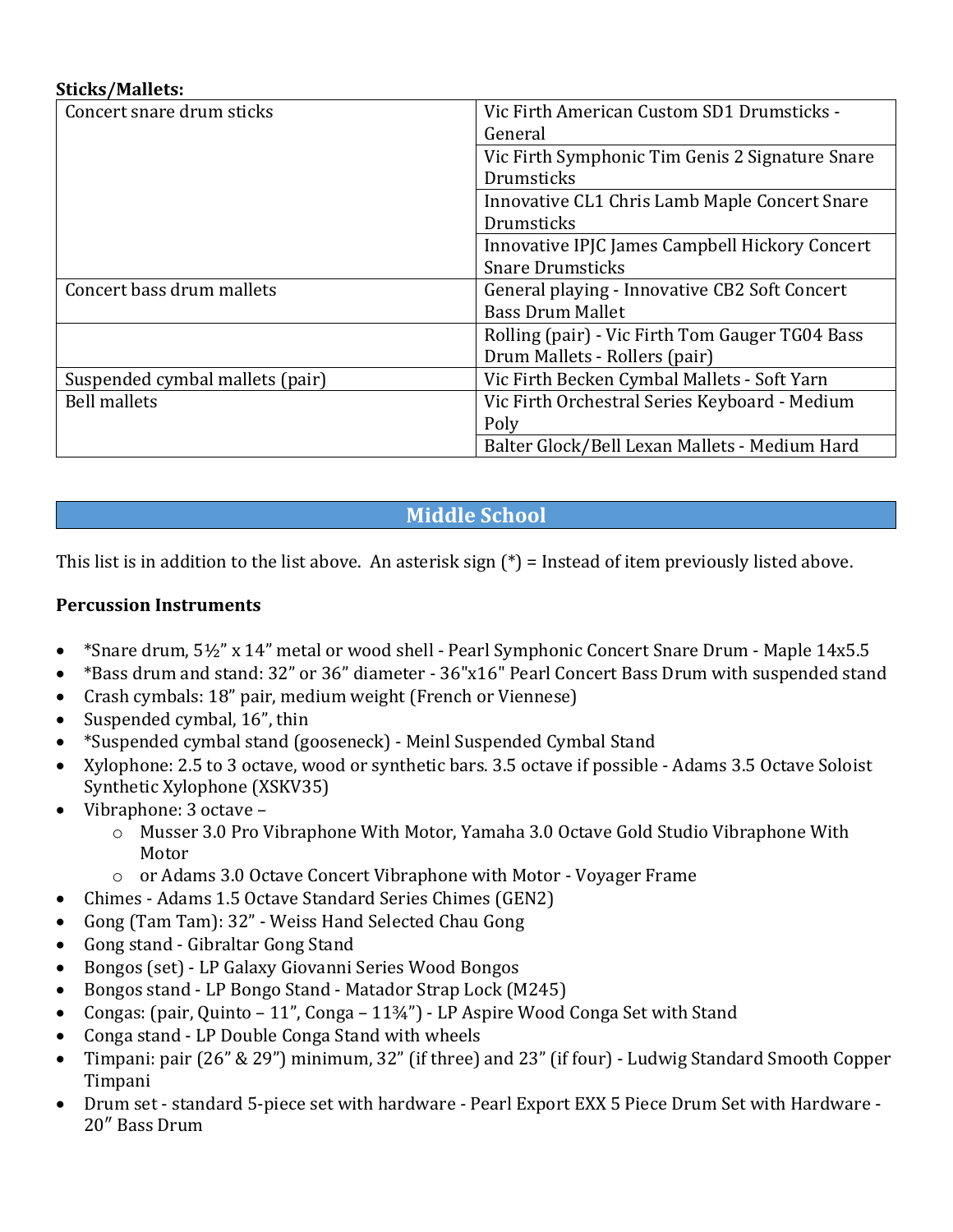**Sticks/Mallets:**

| | |
|---|---|
| Concert snare drum sticks | Vic Firth American Custom SD1 Drumsticks - General |
| | Vic Firth Symphonic Tim Genis 2 Signature Snare Drumsticks |
| | Innovative CL1 Chris Lamb Maple Concert Snare Drumsticks |
| | Innovative IPJC James Campbell Hickory Concert Snare Drumsticks |
| Concert bass drum mallets | General playing - Innovative CB2 Soft Concert Bass Drum Mallet |
| | Rolling (pair) - Vic Firth Tom Gauger TG04 Bass Drum Mallets - Rollers (pair) |
| Suspended cymbal mallets (pair) | Vic Firth Becken Cymbal Mallets - Soft Yarn |
| Bell mallets | Vic Firth Orchestral Series Keyboard - Medium Poly |
| | Balter Glock/Bell Lexan Mallets - Medium Hard |

## Middle School

This list is in addition to the list above. An asterisk sign (*) = Instead of item previously listed above.

**Percussion Instruments**

- *Snare drum, 5½" x 14" metal or wood shell - Pearl Symphonic Concert Snare Drum - Maple 14x5.5
- *Bass drum and stand: 32" or 36" diameter - 36"x16" Pearl Concert Bass Drum with suspended stand
- Crash cymbals: 18" pair, medium weight (French or Viennese)
- Suspended cymbal, 16", thin
- *Suspended cymbal stand (gooseneck) - Meinl Suspended Cymbal Stand
- Xylophone: 2.5 to 3 octave, wood or synthetic bars. 3.5 octave if possible - Adams 3.5 Octave Soloist Synthetic Xylophone (XSKV35)
- Vibraphone: 3 octave –
  - Musser 3.0 Pro Vibraphone With Motor, Yamaha 3.0 Octave Gold Studio Vibraphone With Motor
  - or Adams 3.0 Octave Concert Vibraphone with Motor - Voyager Frame
- Chimes - Adams 1.5 Octave Standard Series Chimes (GEN2)
- Gong (Tam Tam): 32" - Weiss Hand Selected Chau Gong
- Gong stand - Gibraltar Gong Stand
- Bongos (set) - LP Galaxy Giovanni Series Wood Bongos
- Bongos stand - LP Bongo Stand - Matador Strap Lock (M245)
- Congas: (pair, Quinto – 11", Conga – 11¾") - LP Aspire Wood Conga Set with Stand
- Conga stand - LP Double Conga Stand with wheels
- Timpani: pair (26" & 29") minimum, 32" (if three) and 23" (if four) - Ludwig Standard Smooth Copper Timpani
- Drum set - standard 5-piece set with hardware - Pearl Export EXX 5 Piece Drum Set with Hardware - 20" Bass Drum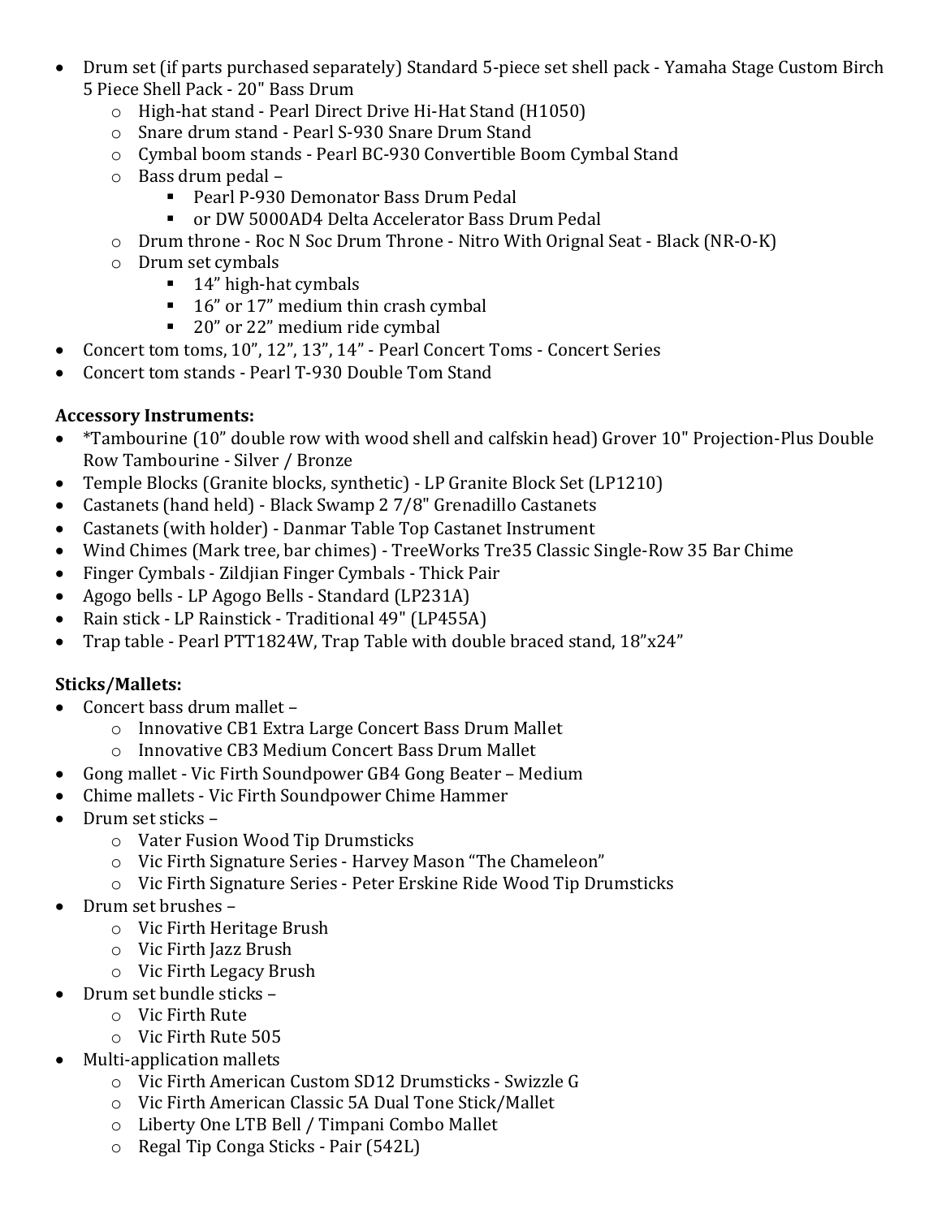- Drum set (if parts purchased separately) Standard 5-piece set shell pack - Yamaha Stage Custom Birch 5 Piece Shell Pack - 20" Bass Drum
  - High-hat stand - Pearl Direct Drive Hi-Hat Stand (H1050)
  - Snare drum stand - Pearl S-930 Snare Drum Stand
  - Cymbal boom stands - Pearl BC-930 Convertible Boom Cymbal Stand
  - Bass drum pedal –
    - Pearl P-930 Demonator Bass Drum Pedal
    - or DW 5000AD4 Delta Accelerator Bass Drum Pedal
  - Drum throne - Roc N Soc Drum Throne - Nitro With Orignal Seat - Black (NR-O-K)
  - Drum set cymbals
    - 14" high-hat cymbals
    - 16" or 17" medium thin crash cymbal
    - 20" or 22" medium ride cymbal
- Concert tom toms, 10", 12", 13", 14" - Pearl Concert Toms - Concert Series
- Concert tom stands - Pearl T-930 Double Tom Stand

**Accessory Instruments:**

- *Tambourine (10" double row with wood shell and calfskin head) Grover 10" Projection-Plus Double Row Tambourine - Silver / Bronze
- Temple Blocks (Granite blocks, synthetic) - LP Granite Block Set (LP1210)
- Castanets (hand held) - Black Swamp 2 7/8" Grenadillo Castanets
- Castanets (with holder) - Danmar Table Top Castanet Instrument
- Wind Chimes (Mark tree, bar chimes) - TreeWorks Tre35 Classic Single-Row 35 Bar Chime
- Finger Cymbals - Zildjian Finger Cymbals - Thick Pair
- Agogo bells - LP Agogo Bells - Standard (LP231A)
- Rain stick - LP Rainstick - Traditional 49" (LP455A)
- Trap table - Pearl PTT1824W, Trap Table with double braced stand, 18"x24"

**Sticks/Mallets:**

- Concert bass drum mallet –
  - Innovative CB1 Extra Large Concert Bass Drum Mallet
  - Innovative CB3 Medium Concert Bass Drum Mallet
- Gong mallet - Vic Firth Soundpower GB4 Gong Beater – Medium
- Chime mallets - Vic Firth Soundpower Chime Hammer
- Drum set sticks –
  - Vater Fusion Wood Tip Drumsticks
  - Vic Firth Signature Series - Harvey Mason "The Chameleon"
  - Vic Firth Signature Series - Peter Erskine Ride Wood Tip Drumsticks
- Drum set brushes –
  - Vic Firth Heritage Brush
  - Vic Firth Jazz Brush
  - Vic Firth Legacy Brush
- Drum set bundle sticks –
  - Vic Firth Rute
  - Vic Firth Rute 505
- Multi-application mallets
  - Vic Firth American Custom SD12 Drumsticks - Swizzle G
  - Vic Firth American Classic 5A Dual Tone Stick/Mallet
  - Liberty One LTB Bell / Timpani Combo Mallet
  - Regal Tip Conga Sticks - Pair (542L)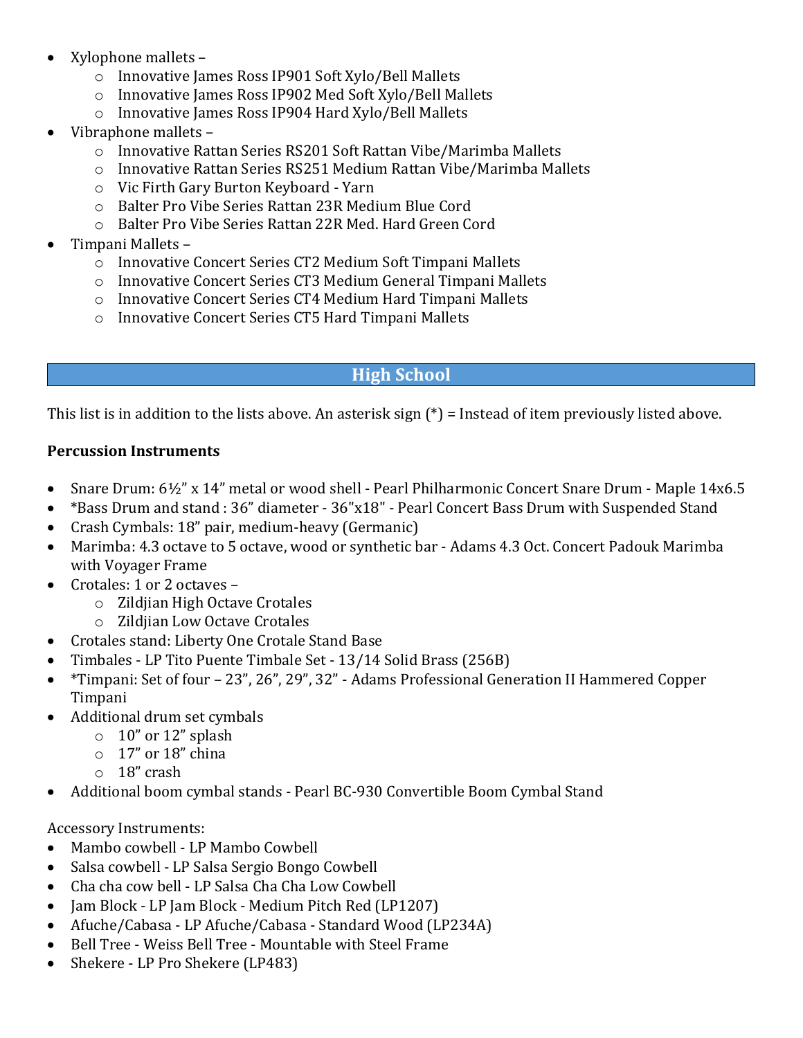- Xylophone mallets –
  - Innovative James Ross IP901 Soft Xylo/Bell Mallets
  - Innovative James Ross IP902 Med Soft Xylo/Bell Mallets
  - Innovative James Ross IP904 Hard Xylo/Bell Mallets
- Vibraphone mallets –
  - Innovative Rattan Series RS201 Soft Rattan Vibe/Marimba Mallets
  - Innovative Rattan Series RS251 Medium Rattan Vibe/Marimba Mallets
  - Vic Firth Gary Burton Keyboard - Yarn
  - Balter Pro Vibe Series Rattan 23R Medium Blue Cord
  - Balter Pro Vibe Series Rattan 22R Med. Hard Green Cord
- Timpani Mallets –
  - Innovative Concert Series CT2 Medium Soft Timpani Mallets
  - Innovative Concert Series CT3 Medium General Timpani Mallets
  - Innovative Concert Series CT4 Medium Hard Timpani Mallets
  - Innovative Concert Series CT5 Hard Timpani Mallets

## High School

This list is in addition to the lists above. An asterisk sign (*) = Instead of item previously listed above.

**Percussion Instruments**

- Snare Drum: 6½" x 14" metal or wood shell - Pearl Philharmonic Concert Snare Drum - Maple 14x6.5
- *Bass Drum and stand : 36" diameter - 36"x18" - Pearl Concert Bass Drum with Suspended Stand
- Crash Cymbals: 18" pair, medium-heavy (Germanic)
- Marimba: 4.3 octave to 5 octave, wood or synthetic bar - Adams 4.3 Oct. Concert Padouk Marimba with Voyager Frame
- Crotales: 1 or 2 octaves –
  - Zildjian High Octave Crotales
  - Zildjian Low Octave Crotales
- Crotales stand: Liberty One Crotale Stand Base
- Timbales - LP Tito Puente Timbale Set - 13/14 Solid Brass (256B)
- *Timpani: Set of four – 23", 26", 29", 32" - Adams Professional Generation II Hammered Copper Timpani
- Additional drum set cymbals
  - 10" or 12" splash
  - 17" or 18" china
  - 18" crash
- Additional boom cymbal stands - Pearl BC-930 Convertible Boom Cymbal Stand

Accessory Instruments:

- Mambo cowbell - LP Mambo Cowbell
- Salsa cowbell - LP Salsa Sergio Bongo Cowbell
- Cha cha cow bell - LP Salsa Cha Cha Low Cowbell
- Jam Block - LP Jam Block - Medium Pitch Red (LP1207)
- Afuche/Cabasa - LP Afuche/Cabasa - Standard Wood (LP234A)
- Bell Tree - Weiss Bell Tree - Mountable with Steel Frame
- Shekere - LP Pro Shekere (LP483)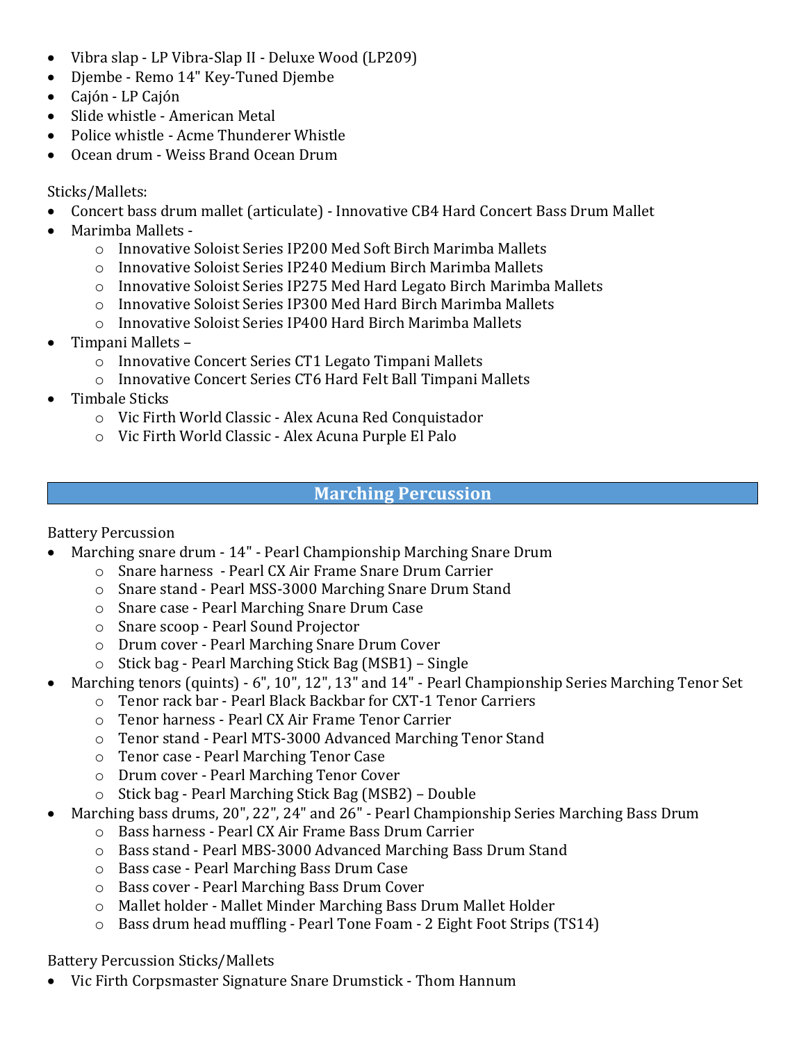- Vibra slap - LP Vibra-Slap II - Deluxe Wood (LP209)
- Djembe - Remo 14" Key-Tuned Djembe
- Cajón - LP Cajón
- Slide whistle - American Metal
- Police whistle - Acme Thunderer Whistle
- Ocean drum - Weiss Brand Ocean Drum

Sticks/Mallets:

- Concert bass drum mallet (articulate) - Innovative CB4 Hard Concert Bass Drum Mallet
- Marimba Mallets -
    - Innovative Soloist Series IP200 Med Soft Birch Marimba Mallets
    - Innovative Soloist Series IP240 Medium Birch Marimba Mallets
    - Innovative Soloist Series IP275 Med Hard Legato Birch Marimba Mallets
    - Innovative Soloist Series IP300 Med Hard Birch Marimba Mallets
    - Innovative Soloist Series IP400 Hard Birch Marimba Mallets
- Timpani Mallets –
    - Innovative Concert Series CT1 Legato Timpani Mallets
    - Innovative Concert Series CT6 Hard Felt Ball Timpani Mallets
- Timbale Sticks
    - Vic Firth World Classic - Alex Acuna Red Conquistador
    - Vic Firth World Classic - Alex Acuna Purple El Palo

## Marching Percussion

Battery Percussion

- Marching snare drum - 14" - Pearl Championship Marching Snare Drum
    - Snare harness - Pearl CX Air Frame Snare Drum Carrier
    - Snare stand - Pearl MSS-3000 Marching Snare Drum Stand
    - Snare case - Pearl Marching Snare Drum Case
    - Snare scoop - Pearl Sound Projector
    - Drum cover - Pearl Marching Snare Drum Cover
    - Stick bag - Pearl Marching Stick Bag (MSB1) – Single
- Marching tenors (quints) - 6", 10", 12", 13" and 14" - Pearl Championship Series Marching Tenor Set
    - Tenor rack bar - Pearl Black Backbar for CXT-1 Tenor Carriers
    - Tenor harness - Pearl CX Air Frame Tenor Carrier
    - Tenor stand - Pearl MTS-3000 Advanced Marching Tenor Stand
    - Tenor case - Pearl Marching Tenor Case
    - Drum cover - Pearl Marching Tenor Cover
    - Stick bag - Pearl Marching Stick Bag (MSB2) – Double
- Marching bass drums, 20", 22", 24" and 26" - Pearl Championship Series Marching Bass Drum
    - Bass harness - Pearl CX Air Frame Bass Drum Carrier
    - Bass stand - Pearl MBS-3000 Advanced Marching Bass Drum Stand
    - Bass case - Pearl Marching Bass Drum Case
    - Bass cover - Pearl Marching Bass Drum Cover
    - Mallet holder - Mallet Minder Marching Bass Drum Mallet Holder
    - Bass drum head muffling - Pearl Tone Foam - 2 Eight Foot Strips (TS14)

Battery Percussion Sticks/Mallets

- Vic Firth Corpsmaster Signature Snare Drumstick - Thom Hannum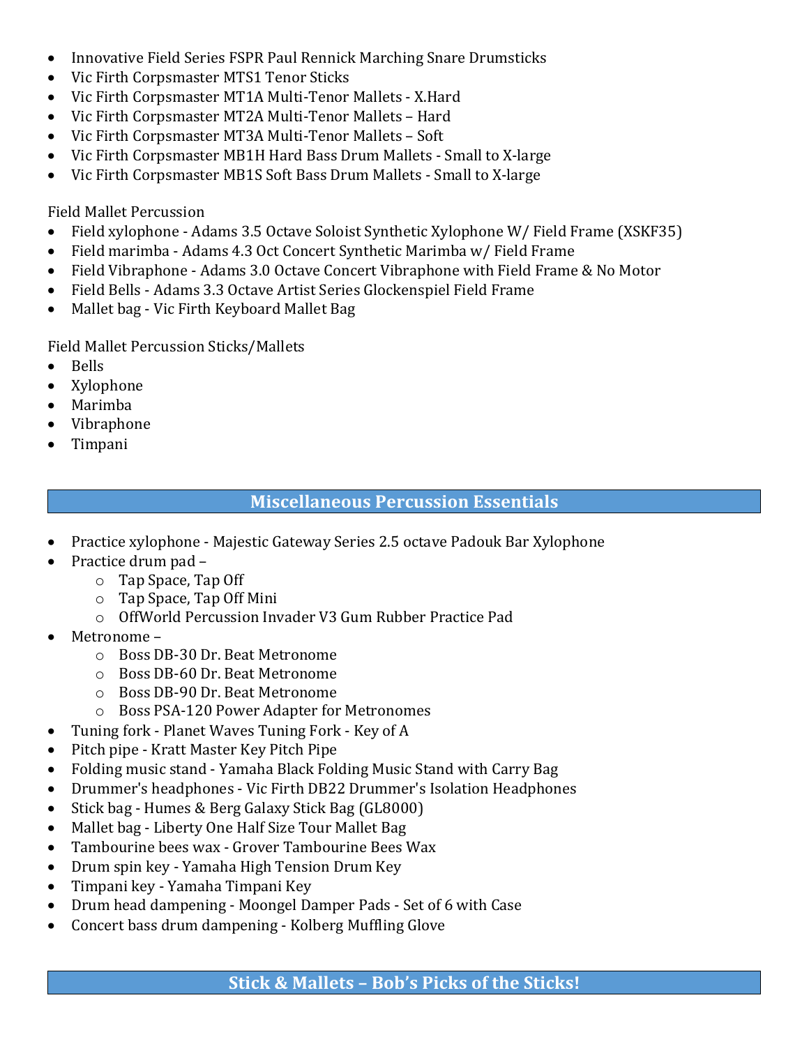- Innovative Field Series FSPR Paul Rennick Marching Snare Drumsticks
- Vic Firth Corpsmaster MTS1 Tenor Sticks
- Vic Firth Corpsmaster MT1A Multi-Tenor Mallets - X.Hard
- Vic Firth Corpsmaster MT2A Multi-Tenor Mallets – Hard
- Vic Firth Corpsmaster MT3A Multi-Tenor Mallets – Soft
- Vic Firth Corpsmaster MB1H Hard Bass Drum Mallets - Small to X-large
- Vic Firth Corpsmaster MB1S Soft Bass Drum Mallets - Small to X-large

Field Mallet Percussion

- Field xylophone - Adams 3.5 Octave Soloist Synthetic Xylophone W/ Field Frame (XSKF35)
- Field marimba - Adams 4.3 Oct Concert Synthetic Marimba w/ Field Frame
- Field Vibraphone - Adams 3.0 Octave Concert Vibraphone with Field Frame & No Motor
- Field Bells - Adams 3.3 Octave Artist Series Glockenspiel Field Frame
- Mallet bag - Vic Firth Keyboard Mallet Bag

Field Mallet Percussion Sticks/Mallets

- Bells
- Xylophone
- Marimba
- Vibraphone
- Timpani

## Miscellaneous Percussion Essentials

- Practice xylophone - Majestic Gateway Series 2.5 octave Padouk Bar Xylophone
- Practice drum pad –
  - Tap Space, Tap Off
  - Tap Space, Tap Off Mini
  - OffWorld Percussion Invader V3 Gum Rubber Practice Pad
- Metronome –
  - Boss DB-30 Dr. Beat Metronome
  - Boss DB-60 Dr. Beat Metronome
  - Boss DB-90 Dr. Beat Metronome
  - Boss PSA-120 Power Adapter for Metronomes
- Tuning fork - Planet Waves Tuning Fork - Key of A
- Pitch pipe - Kratt Master Key Pitch Pipe
- Folding music stand - Yamaha Black Folding Music Stand with Carry Bag
- Drummer's headphones - Vic Firth DB22 Drummer's Isolation Headphones
- Stick bag - Humes & Berg Galaxy Stick Bag (GL8000)
- Mallet bag - Liberty One Half Size Tour Mallet Bag
- Tambourine bees wax - Grover Tambourine Bees Wax
- Drum spin key - Yamaha High Tension Drum Key
- Timpani key - Yamaha Timpani Key
- Drum head dampening - Moongel Damper Pads - Set of 6 with Case
- Concert bass drum dampening - Kolberg Muffling Glove

## Stick & Mallets – Bob's Picks of the Sticks!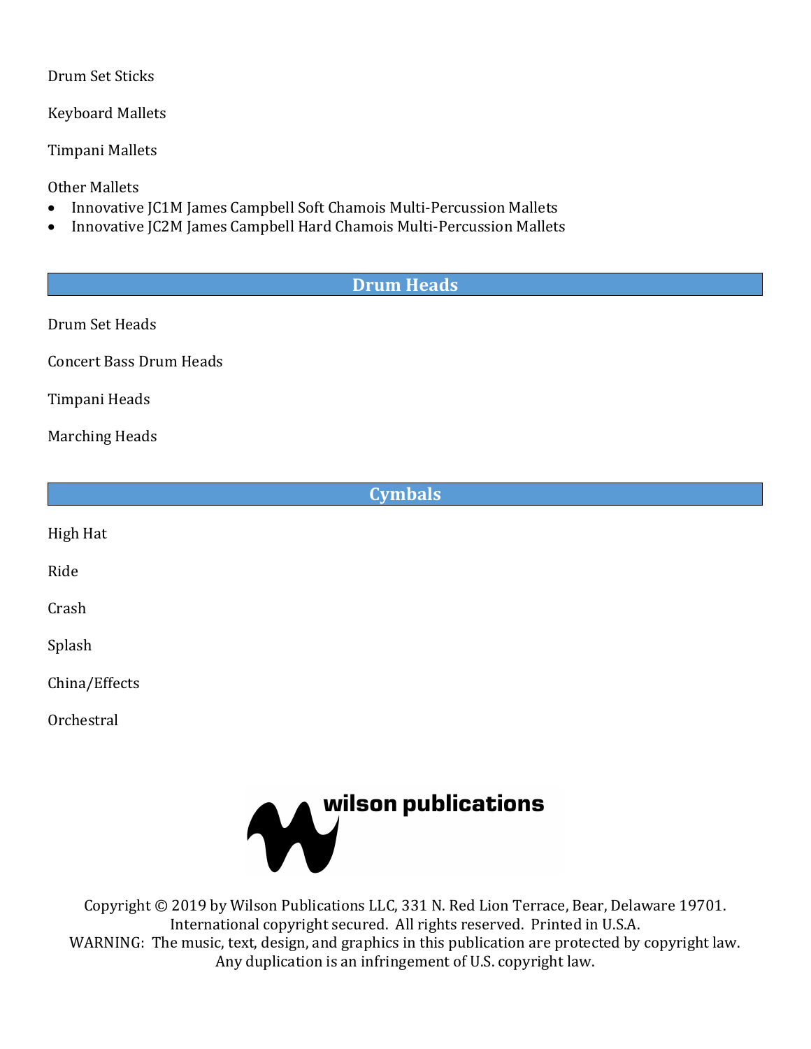Drum Set Sticks

Keyboard Mallets

Timpani Mallets

Other Mallets
- Innovative JC1M James Campbell Soft Chamois Multi-Percussion Mallets
- Innovative JC2M James Campbell Hard Chamois Multi-Percussion Mallets

## Drum Heads

Drum Set Heads

Concert Bass Drum Heads

Timpani Heads

Marching Heads

## Cymbals

High Hat

Ride

Crash

Splash

China/Effects

Orchestral

wilson publications

Copyright © 2019 by Wilson Publications LLC, 331 N. Red Lion Terrace, Bear, Delaware 19701.
International copyright secured. All rights reserved. Printed in U.S.A.
WARNING: The music, text, design, and graphics in this publication are protected by copyright law.
Any duplication is an infringement of U.S. copyright law.